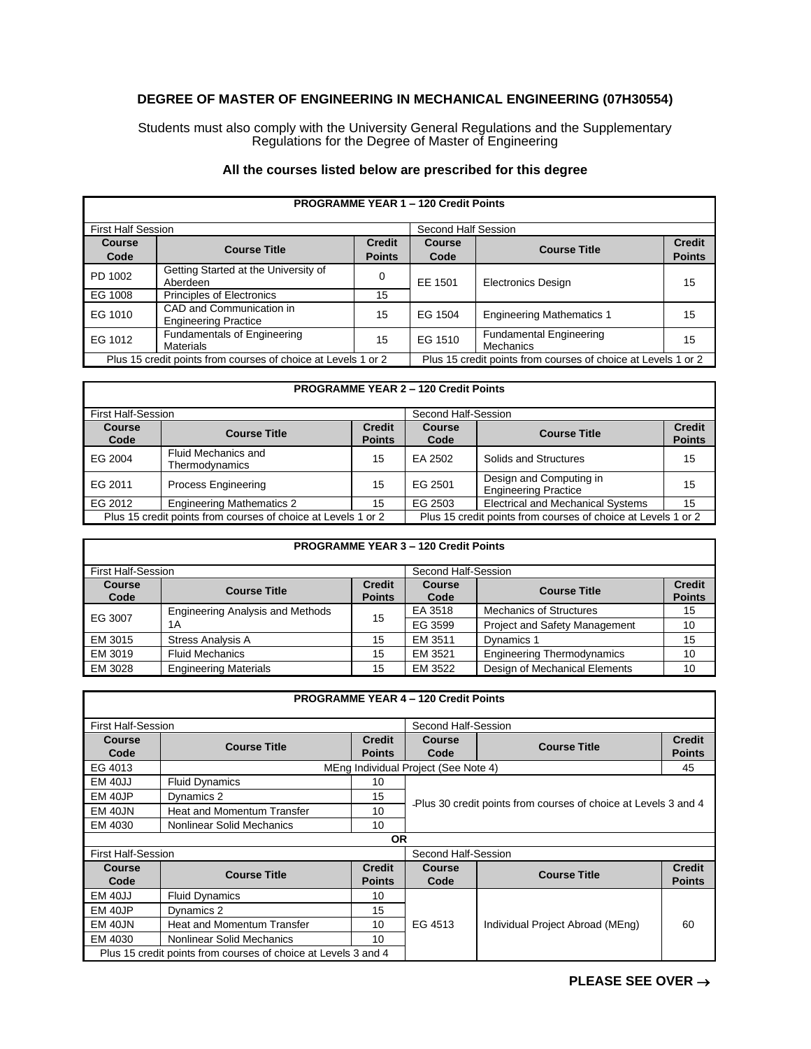# DEGREE OF MASTER OF ENGINEERING IN MECHANICAL ENGINEERING (07H30554)

Students must also comply with the University General Regulations and the Supplementary Regulations for the Degree of Master of Engineering

**All the courses listed below are prescribed for this degree**

| **PROGRAMME YEAR 1 – 120 Credit Points** | | | | | |
|---|---|---|---|---|---|
| First Half Session | | | Second Half Session | | |
| **Course Code** | **Course Title** | **Credit Points** | **Course Code** | **Course Title** | **Credit Points** |
| PD 1002 | Getting Started at the University of Aberdeen | 0 | EE 1501 | Electronics Design | 15 |
| EG 1008 | Principles of Electronics | 15 | | | |
| EG 1010 | CAD and Communication in Engineering Practice | 15 | EG 1504 | Engineering Mathematics 1 | 15 |
| EG 1012 | Fundamentals of Engineering Materials | 15 | EG 1510 | Fundamental Engineering Mechanics | 15 |
| Plus 15 credit points from courses of choice at Levels 1 or 2 | | | Plus 15 credit points from courses of choice at Levels 1 or 2 | | |

| **PROGRAMME YEAR 2 – 120 Credit Points** | | | | | |
|---|---|---|---|---|---|
| First Half-Session | | | Second Half-Session | | |
| **Course Code** | **Course Title** | **Credit Points** | **Course Code** | **Course Title** | **Credit Points** |
| EG 2004 | Fluid Mechanics and Thermodynamics | 15 | EA 2502 | Solids and Structures | 15 |
| EG 2011 | Process Engineering | 15 | EG 2501 | Design and Computing in Engineering Practice | 15 |
| EG 2012 | Engineering Mathematics 2 | 15 | EG 2503 | Electrical and Mechanical Systems | 15 |
| Plus 15 credit points from courses of choice at Levels 1 or 2 | | | Plus 15 credit points from courses of choice at Levels 1 or 2 | | |

| **PROGRAMME YEAR 3 – 120 Credit Points** | | | | | |
|---|---|---|---|---|---|
| First Half-Session | | | Second Half-Session | | |
| **Course Code** | **Course Title** | **Credit Points** | **Course Code** | **Course Title** | **Credit Points** |
| EG 3007 | Engineering Analysis and Methods 1A | 15 | EA 3518 | Mechanics of Structures | 15 |
| | | | EG 3599 | Project and Safety Management | 10 |
| EM 3015 | Stress Analysis A | 15 | EM 3511 | Dynamics 1 | 15 |
| EM 3019 | Fluid Mechanics | 15 | EM 3521 | Engineering Thermodynamics | 10 |
| EM 3028 | Engineering Materials | 15 | EM 3522 | Design of Mechanical Elements | 10 |

| **PROGRAMME YEAR 4 – 120 Credit Points** | | | | | |
|---|---|---|---|---|---|
| First Half-Session | | | Second Half-Session | | |
| **Course Code** | **Course Title** | **Credit Points** | **Course Code** | **Course Title** | **Credit Points** |
| EG 4013 | MEng Individual Project (See Note 4) | | | | 45 |
| EM 40JJ | Fluid Dynamics | 10 | Plus 30 credit points from courses of choice at Levels 3 and 4 | | |
| EM 40JP | Dynamics 2 | 15 | | | |
| EM 40JN | Heat and Momentum Transfer | 10 | | | |
| EM 4030 | Nonlinear Solid Mechanics | 10 | | | |
| **OR** | | | | | |
| First Half-Session | | | Second Half-Session | | |
| **Course Code** | **Course Title** | **Credit Points** | **Course Code** | **Course Title** | **Credit Points** |
| EM 40JJ | Fluid Dynamics | 10 | EG 4513 | Individual Project Abroad (MEng) | 60 |
| EM 40JP | Dynamics 2 | 15 | | | |
| EM 40JN | Heat and Momentum Transfer | 10 | | | |
| EM 4030 | Nonlinear Solid Mechanics | 10 | | | |
| Plus 15 credit points from courses of choice at Levels 3 and 4 | | | | | |

**PLEASE SEE OVER →**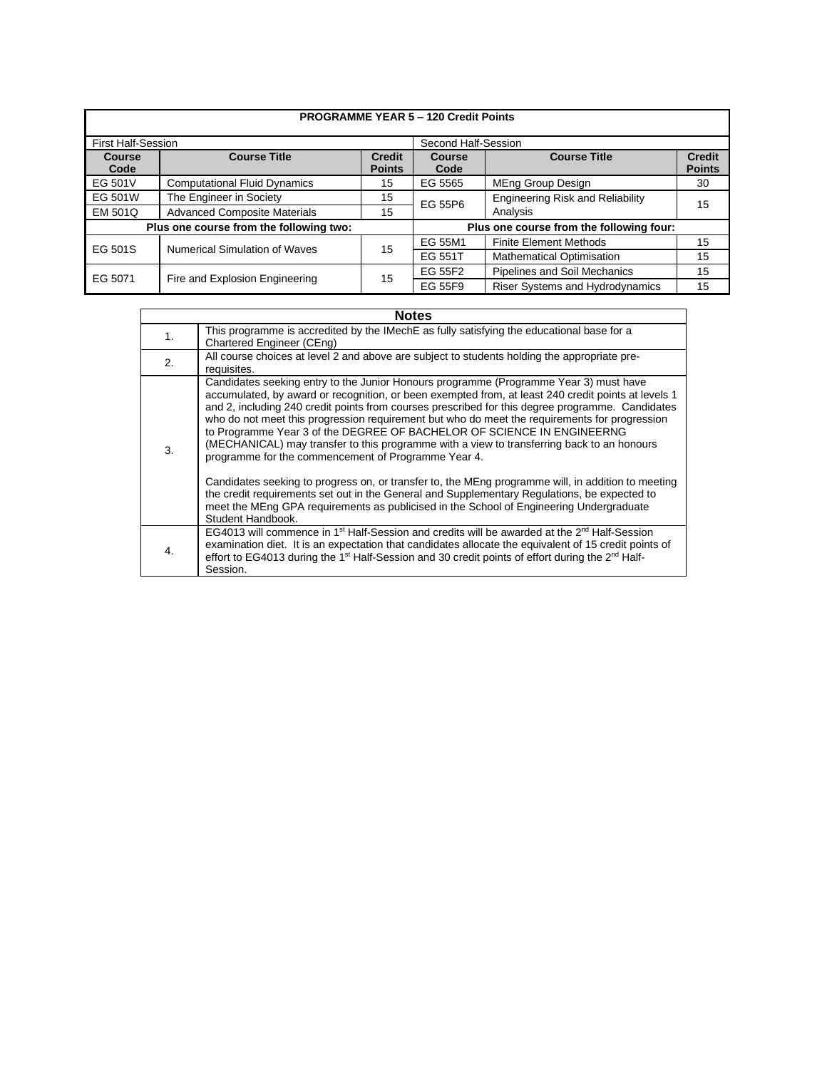| PROGRAMME YEAR 5 – 120 Credit Points | | | | | |
|---|---|---|---|---|---|
| First Half-Session | | | Second Half-Session | | |
| **Course Code** | **Course Title** | **Credit Points** | **Course Code** | **Course Title** | **Credit Points** |
| EG 501V | Computational Fluid Dynamics | 15 | EG 5565 | MEng Group Design | 30 |
| EG 501W | The Engineer in Society | 15 | EG 55P6 | Engineering Risk and Reliability Analysis | 15 |
| EM 501Q | Advanced Composite Materials | 15 | | | |
| **Plus one course from the following two:** | | | **Plus one course from the following four:** | | |
| EG 501S | Numerical Simulation of Waves | 15 | EG 55M1 | Finite Element Methods | 15 |
| | | | EG 551T | Mathematical Optimisation | 15 |
| EG 5071 | Fire and Explosion Engineering | 15 | EG 55F2 | Pipelines and Soil Mechanics | 15 |
| | | | EG 55F9 | Riser Systems and Hydrodynamics | 15 |

| Notes | |
|---|---|
| 1. | This programme is accredited by the IMechE as fully satisfying the educational base for a Chartered Engineer (CEng) |
| 2. | All course choices at level 2 and above are subject to students holding the appropriate pre-requisites. |
| 3. | Candidates seeking entry to the Junior Honours programme (Programme Year 3) must have accumulated, by award or recognition, or been exempted from, at least 240 credit points at levels 1 and 2, including 240 credit points from courses prescribed for this degree programme. Candidates who do not meet this progression requirement but who do meet the requirements for progression to Programme Year 3 of the DEGREE OF BACHELOR OF SCIENCE IN ENGINEERNG (MECHANICAL) may transfer to this programme with a view to transferring back to an honours programme for the commencement of Programme Year 4. <br><br> Candidates seeking to progress on, or transfer to, the MEng programme will, in addition to meeting the credit requirements set out in the General and Supplementary Regulations, be expected to meet the MEng GPA requirements as publicised in the School of Engineering Undergraduate Student Handbook. |
| 4. | EG4013 will commence in 1st Half-Session and credits will be awarded at the 2nd Half-Session examination diet. It is an expectation that candidates allocate the equivalent of 15 credit points of effort to EG4013 during the 1st Half-Session and 30 credit points of effort during the 2nd Half-Session. |